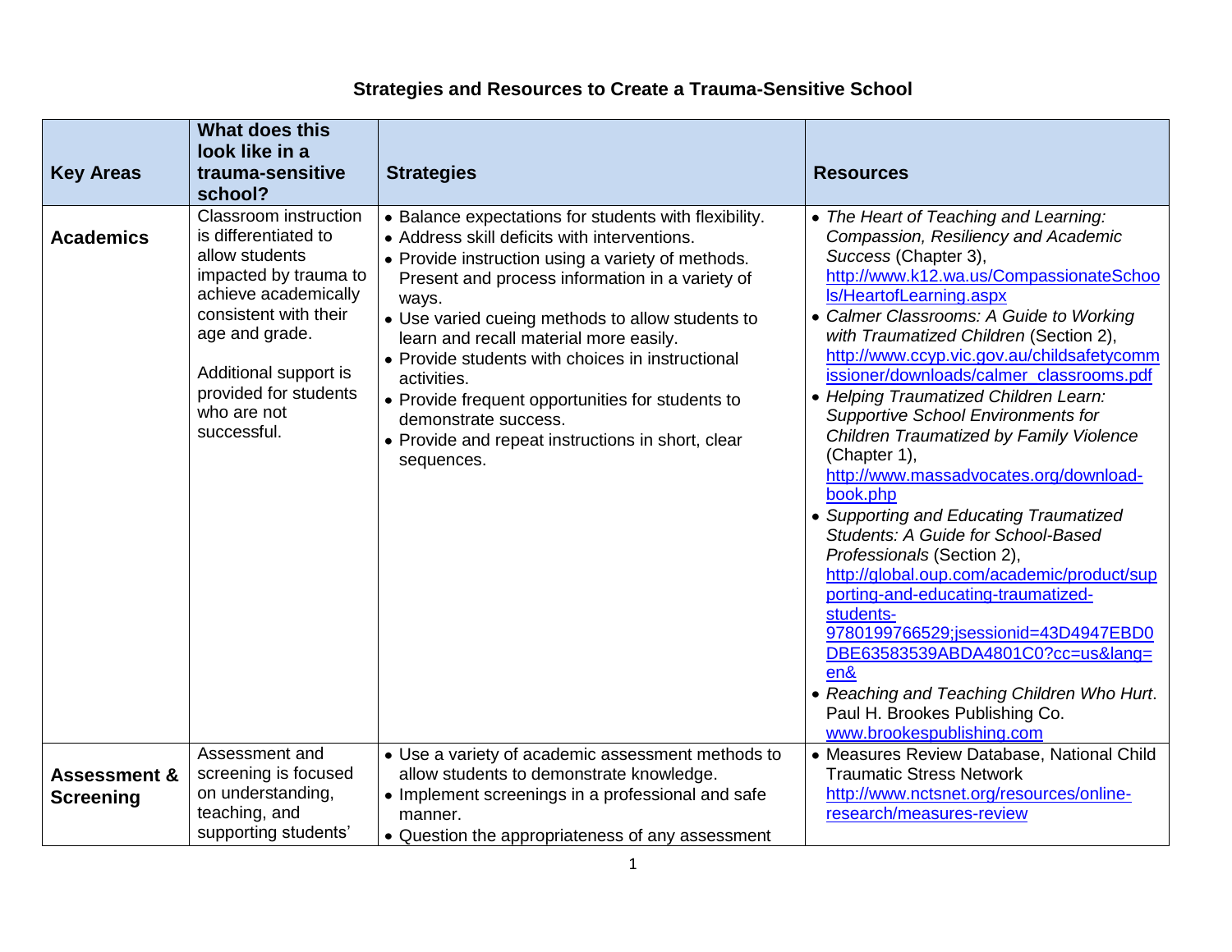# Strategies and Resources to Create a Trauma-Sensitive School

| Key Areas | What does this look like in a trauma-sensitive school? | Strategies | Resources |
|---|---|---|---|
| **Academics** | Classroom instruction is differentiated to allow students impacted by trauma to achieve academically consistent with their age and grade.<br><br>Additional support is provided for students who are not successful. | • Balance expectations for students with flexibility.<br>• Address skill deficits with interventions.<br>• Provide instruction using a variety of methods. Present and process information in a variety of ways.<br>• Use varied cueing methods to allow students to learn and recall material more easily.<br>• Provide students with choices in instructional activities.<br>• Provide frequent opportunities for students to demonstrate success.<br>• Provide and repeat instructions in short, clear sequences. | • *The Heart of Teaching and Learning: Compassion, Resiliency and Academic Success* (Chapter 3), http://www.k12.wa.us/CompassionateSchools/HeartofLearning.aspx<br>• *Calmer Classrooms: A Guide to Working with Traumatized Children* (Section 2), http://www.ccyp.vic.gov.au/childsafetycommissioner/downloads/calmer_classrooms.pdf<br>• *Helping Traumatized Children Learn: Supportive School Environments for Children Traumatized by Family Violence* (Chapter 1), http://www.massadvocates.org/download-book.php<br>• *Supporting and Educating Traumatized Students: A Guide for School-Based Professionals* (Section 2), http://global.oup.com/academic/product/supporting-and-educating-traumatized-students-9780199766529;jsessionid=43D4947EBD0DBE63583539ABDA4801C0?cc=us&lang=en&<br>• *Reaching and Teaching Children Who Hurt*. Paul H. Brookes Publishing Co. www.brookespublishing.com |
| **Assessment & Screening** | Assessment and screening is focused on understanding, teaching, and supporting students' | • Use a variety of academic assessment methods to allow students to demonstrate knowledge.<br>• Implement screenings in a professional and safe manner.<br>• Question the appropriateness of any assessment | • Measures Review Database, National Child Traumatic Stress Network http://www.nctsnet.org/resources/online-research/measures-review |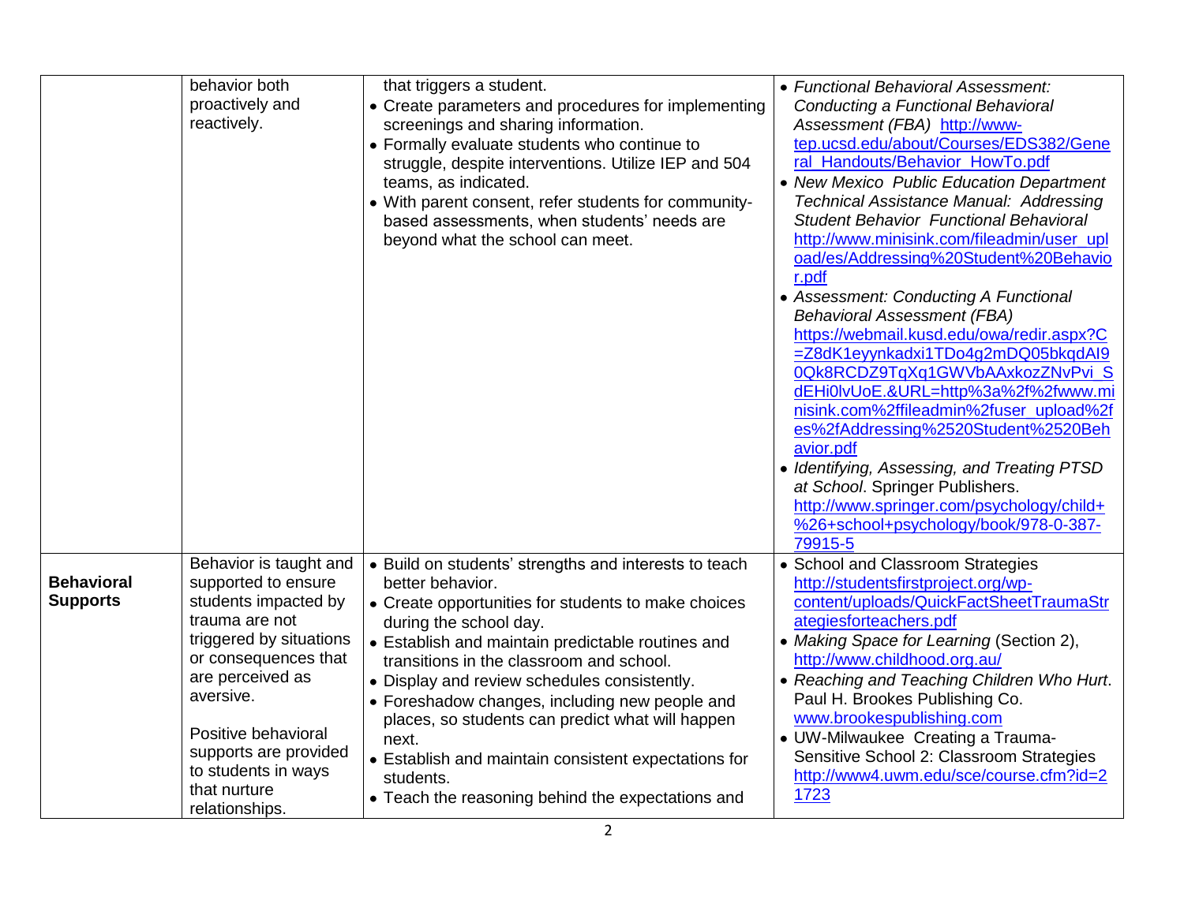| | | | |
|---|---|---|---|
| | behavior both proactively and reactively. | that triggers a student.<br>• Create parameters and procedures for implementing screenings and sharing information.<br>• Formally evaluate students who continue to struggle, despite interventions. Utilize IEP and 504 teams, as indicated.<br>• With parent consent, refer students for community-based assessments, when students' needs are beyond what the school can meet. | • *Functional Behavioral Assessment: Conducting a Functional Behavioral Assessment (FBA)* http://www-tep.ucsd.edu/about/Courses/EDS382/General_Handouts/Behavior_HowTo.pdf<br>• *New Mexico Public Education Department Technical Assistance Manual: Addressing Student Behavior Functional Behavioral* http://www.minisink.com/fileadmin/user_upload/es/Addressing%20Student%20Behavior.pdf<br>• *Assessment: Conducting A Functional Behavioral Assessment (FBA)* https://webmail.kusd.edu/owa/redir.aspx?C=Z8dK1eyynkadxi1TDo4g2mDQ05bkqdAI90Qk8RCDZ9TqXq1GWVbAAxkozZNvPvi_SdEHi0lvUoE.&URL=http%3a%2f%2fwww.minisink.com%2ffileadmin%2fuser_upload%2fes%2fAddressing%2520Student%2520Behavior.pdf<br>• *Identifying, Assessing, and Treating PTSD at School*. Springer Publishers. http://www.springer.com/psychology/child+%26+school+psychology/book/978-0-387-79915-5 |
| **Behavioral Supports** | Behavior is taught and supported to ensure students impacted by trauma are not triggered by situations or consequences that are perceived as aversive.<br><br>Positive behavioral supports are provided to students in ways that nurture relationships. | • Build on students' strengths and interests to teach better behavior.<br>• Create opportunities for students to make choices during the school day.<br>• Establish and maintain predictable routines and transitions in the classroom and school.<br>• Display and review schedules consistently.<br>• Foreshadow changes, including new people and places, so students can predict what will happen next.<br>• Establish and maintain consistent expectations for students.<br>• Teach the reasoning behind the expectations and | • School and Classroom Strategies http://studentsfirstproject.org/wp-content/uploads/QuickFactSheetTraumaStrategiesforteachers.pdf<br>• *Making Space for Learning* (Section 2), http://www.childhood.org.au/<br>• *Reaching and Teaching Children Who Hurt*. Paul H. Brookes Publishing Co. www.brookespublishing.com<br>• UW-Milwaukee Creating a Trauma-Sensitive School 2: Classroom Strategies http://www4.uwm.edu/sce/course.cfm?id=21723 |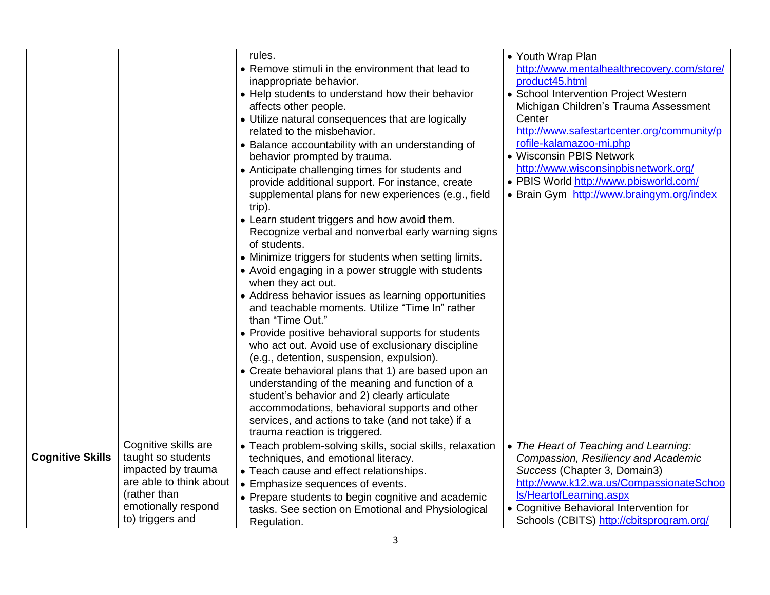|  |  |  |  |
|---|---|---|---|
|  |  | rules.<br>• Remove stimuli in the environment that lead to inappropriate behavior.<br>• Help students to understand how their behavior affects other people.<br>• Utilize natural consequences that are logically related to the misbehavior.<br>• Balance accountability with an understanding of behavior prompted by trauma.<br>• Anticipate challenging times for students and provide additional support. For instance, create supplemental plans for new experiences (e.g., field trip).<br>• Learn student triggers and how avoid them. Recognize verbal and nonverbal early warning signs of students.<br>• Minimize triggers for students when setting limits.<br>• Avoid engaging in a power struggle with students when they act out.<br>• Address behavior issues as learning opportunities and teachable moments. Utilize "Time In" rather than "Time Out."<br>• Provide positive behavioral supports for students who act out. Avoid use of exclusionary discipline (e.g., detention, suspension, expulsion).<br>• Create behavioral plans that 1) are based upon an understanding of the meaning and function of a student's behavior and 2) clearly articulate accommodations, behavioral supports and other services, and actions to take (and not take) if a trauma reaction is triggered. | • Youth Wrap Plan http://www.mentalhealthrecovery.com/store/product45.html<br>• School Intervention Project Western Michigan Children's Trauma Assessment Center http://www.safestartcenter.org/community/profile-kalamazoo-mi.php<br>• Wisconsin PBIS Network http://www.wisconsinpbisnetwork.org/<br>• PBIS World http://www.pbisworld.com/<br>• Brain Gym http://www.braingym.org/index |
| **Cognitive Skills** | Cognitive skills are taught so students impacted by trauma are able to think about (rather than emotionally respond to) triggers and | • Teach problem-solving skills, social skills, relaxation techniques, and emotional literacy.<br>• Teach cause and effect relationships.<br>• Emphasize sequences of events.<br>• Prepare students to begin cognitive and academic tasks. See section on Emotional and Physiological Regulation. | • *The Heart of Teaching and Learning: Compassion, Resiliency and Academic Success* (Chapter 3, Domain3) http://www.k12.wa.us/CompassionateSchools/HeartofLearning.aspx<br>• Cognitive Behavioral Intervention for Schools (CBITS) http://cbitsprogram.org/ |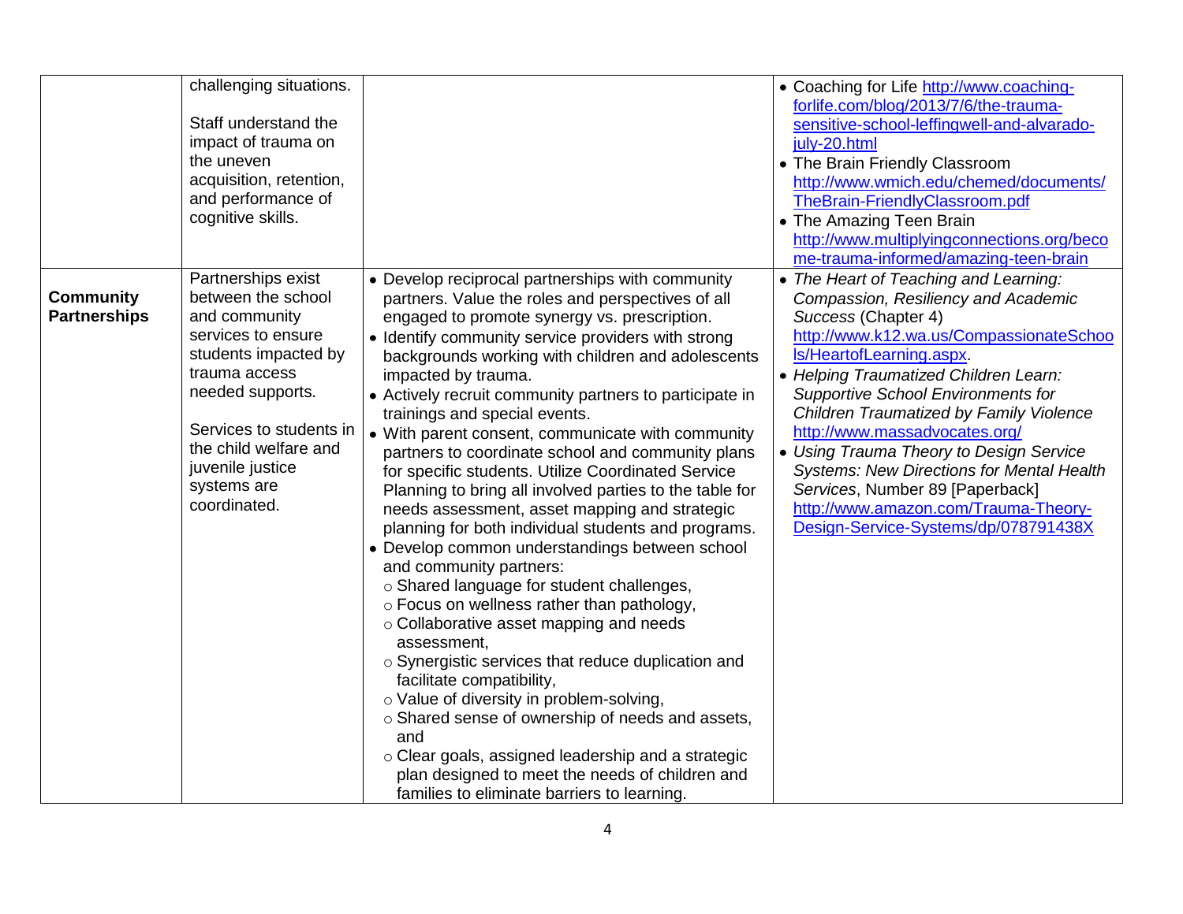| | | | |
|---|---|---|---|
| | challenging situations.<br><br>Staff understand the impact of trauma on the uneven acquisition, retention, and performance of cognitive skills. | | • Coaching for Life http://www.coaching-forlife.com/blog/2013/7/6/the-trauma-sensitive-school-leffingwell-and-alvarado-july-20.html<br>• The Brain Friendly Classroom http://www.wmich.edu/chemed/documents/TheBrain-FriendlyClassroom.pdf<br>• The Amazing Teen Brain http://www.multiplyingconnections.org/become-trauma-informed/amazing-teen-brain |
| **Community Partnerships** | Partnerships exist between the school and community services to ensure students impacted by trauma access needed supports.<br><br>Services to students in the child welfare and juvenile justice systems are coordinated. | • Develop reciprocal partnerships with community partners. Value the roles and perspectives of all engaged to promote synergy vs. prescription.<br>• Identify community service providers with strong backgrounds working with children and adolescents impacted by trauma.<br>• Actively recruit community partners to participate in trainings and special events.<br>• With parent consent, communicate with community partners to coordinate school and community plans for specific students. Utilize Coordinated Service Planning to bring all involved parties to the table for needs assessment, asset mapping and strategic planning for both individual students and programs.<br>• Develop common understandings between school and community partners:<br>○ Shared language for student challenges,<br>○ Focus on wellness rather than pathology,<br>○ Collaborative asset mapping and needs assessment,<br>○ Synergistic services that reduce duplication and facilitate compatibility,<br>○ Value of diversity in problem-solving,<br>○ Shared sense of ownership of needs and assets, and<br>○ Clear goals, assigned leadership and a strategic plan designed to meet the needs of children and families to eliminate barriers to learning. | • *The Heart of Teaching and Learning: Compassion, Resiliency and Academic Success* (Chapter 4) http://www.k12.wa.us/CompassionateSchools/HeartofLearning.aspx.<br>• *Helping Traumatized Children Learn: Supportive School Environments for Children Traumatized by Family Violence* http://www.massadvocates.org/<br>• *Using Trauma Theory to Design Service Systems: New Directions for Mental Health Services*, Number 89 [Paperback] http://www.amazon.com/Trauma-Theory-Design-Service-Systems/dp/078791438X |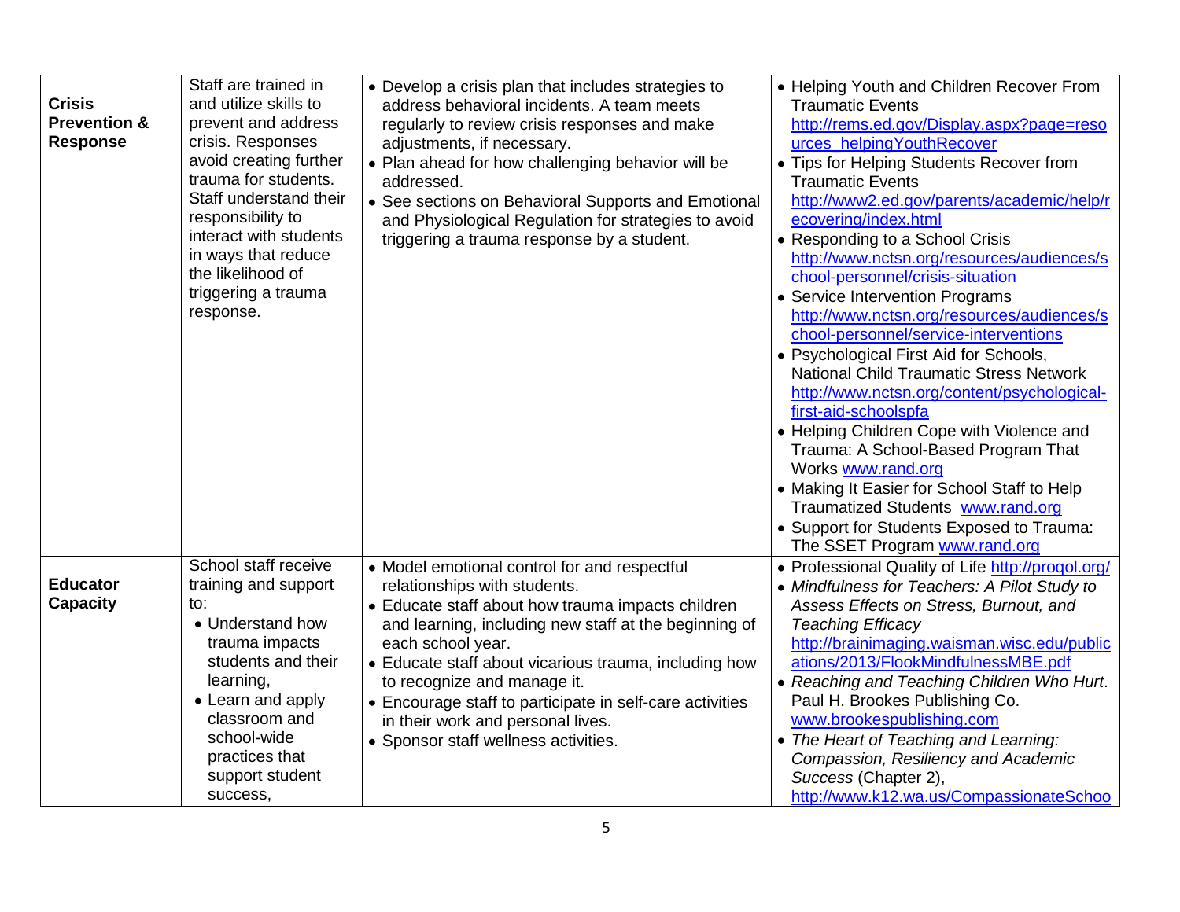| | | | |
|---|---|---|---|
| **Crisis Prevention & Response** | Staff are trained in and utilize skills to prevent and address crisis. Responses avoid creating further trauma for students. Staff understand their responsibility to interact with students in ways that reduce the likelihood of triggering a trauma response. | • Develop a crisis plan that includes strategies to address behavioral incidents. A team meets regularly to review crisis responses and make adjustments, if necessary.<br>• Plan ahead for how challenging behavior will be addressed.<br>• See sections on Behavioral Supports and Emotional and Physiological Regulation for strategies to avoid triggering a trauma response by a student. | • Helping Youth and Children Recover From Traumatic Events http://rems.ed.gov/Display.aspx?page=resources_helpingYouthRecover<br>• Tips for Helping Students Recover from Traumatic Events http://www2.ed.gov/parents/academic/help/recovering/index.html<br>• Responding to a School Crisis http://www.nctsn.org/resources/audiences/school-personnel/crisis-situation<br>• Service Intervention Programs http://www.nctsn.org/resources/audiences/school-personnel/service-interventions<br>• Psychological First Aid for Schools, National Child Traumatic Stress Network http://www.nctsn.org/content/psychological-first-aid-schoolspfa<br>• Helping Children Cope with Violence and Trauma: A School-Based Program That Works www.rand.org<br>• Making It Easier for School Staff to Help Traumatized Students www.rand.org<br>• Support for Students Exposed to Trauma: The SSET Program www.rand.org |
| **Educator Capacity** | School staff receive training and support to:<br>• Understand how trauma impacts students and their learning,<br>• Learn and apply classroom and school-wide practices that support student success, | • Model emotional control for and respectful relationships with students.<br>• Educate staff about how trauma impacts children and learning, including new staff at the beginning of each school year.<br>• Educate staff about vicarious trauma, including how to recognize and manage it.<br>• Encourage staff to participate in self-care activities in their work and personal lives.<br>• Sponsor staff wellness activities. | • Professional Quality of Life http://proqol.org/<br>• *Mindfulness for Teachers: A Pilot Study to Assess Effects on Stress, Burnout, and Teaching Efficacy* http://brainimaging.waisman.wisc.edu/publications/2013/FlookMindfulnessMBE.pdf<br>• *Reaching and Teaching Children Who Hurt*. Paul H. Brookes Publishing Co. www.brookespublishing.com<br>• *The Heart of Teaching and Learning: Compassion, Resiliency and Academic Success* (Chapter 2), http://www.k12.wa.us/CompassionateSchoo |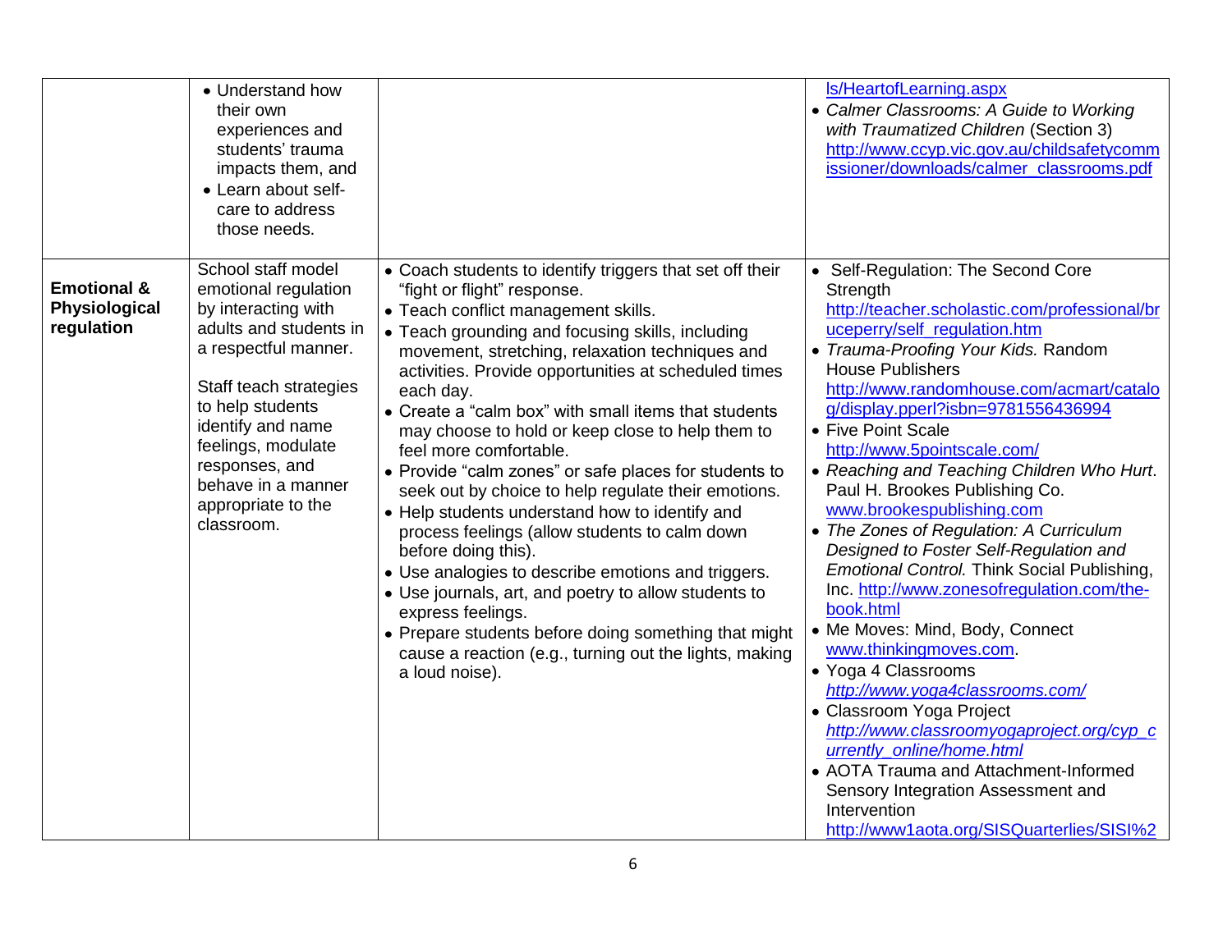| | | | |
|---|---|---|---|
| | • Understand how their own experiences and students' trauma impacts them, and<br>• Learn about self-care to address those needs. | | ls/HeartofLearning.aspx<br>• *Calmer Classrooms: A Guide to Working with Traumatized Children* (Section 3) http://www.ccyp.vic.gov.au/childsafetycommissioner/downloads/calmer_classrooms.pdf |
| **Emotional & Physiological regulation** | School staff model emotional regulation by interacting with adults and students in a respectful manner.<br><br>Staff teach strategies to help students identify and name feelings, modulate responses, and behave in a manner appropriate to the classroom. | • Coach students to identify triggers that set off their "fight or flight" response.<br>• Teach conflict management skills.<br>• Teach grounding and focusing skills, including movement, stretching, relaxation techniques and activities. Provide opportunities at scheduled times each day.<br>• Create a "calm box" with small items that students may choose to hold or keep close to help them to feel more comfortable.<br>• Provide "calm zones" or safe places for students to seek out by choice to help regulate their emotions.<br>• Help students understand how to identify and process feelings (allow students to calm down before doing this).<br>• Use analogies to describe emotions and triggers.<br>• Use journals, art, and poetry to allow students to express feelings.<br>• Prepare students before doing something that might cause a reaction (e.g., turning out the lights, making a loud noise). | • Self-Regulation: The Second Core Strength http://teacher.scholastic.com/professional/bruceperry/self_regulation.htm<br>• *Trauma-Proofing Your Kids.* Random House Publishers http://www.randomhouse.com/acmart/catalog/display.pperl?isbn=9781556436994<br>• Five Point Scale http://www.5pointscale.com/<br>• *Reaching and Teaching Children Who Hurt*. Paul H. Brookes Publishing Co. www.brookespublishing.com<br>• *The Zones of Regulation: A Curriculum Designed to Foster Self-Regulation and Emotional Control.* Think Social Publishing, Inc. http://www.zonesofregulation.com/the-book.html<br>• Me Moves: Mind, Body, Connect www.thinkingmoves.com.<br>• Yoga 4 Classrooms *http://www.yoga4classrooms.com/*<br>• Classroom Yoga Project *http://www.classroomyogaproject.org/cyp_currently_online/home.html*<br>• AOTA Trauma and Attachment-Informed Sensory Integration Assessment and Intervention http://www1aota.org/SISQuarterlies/SISI%2 |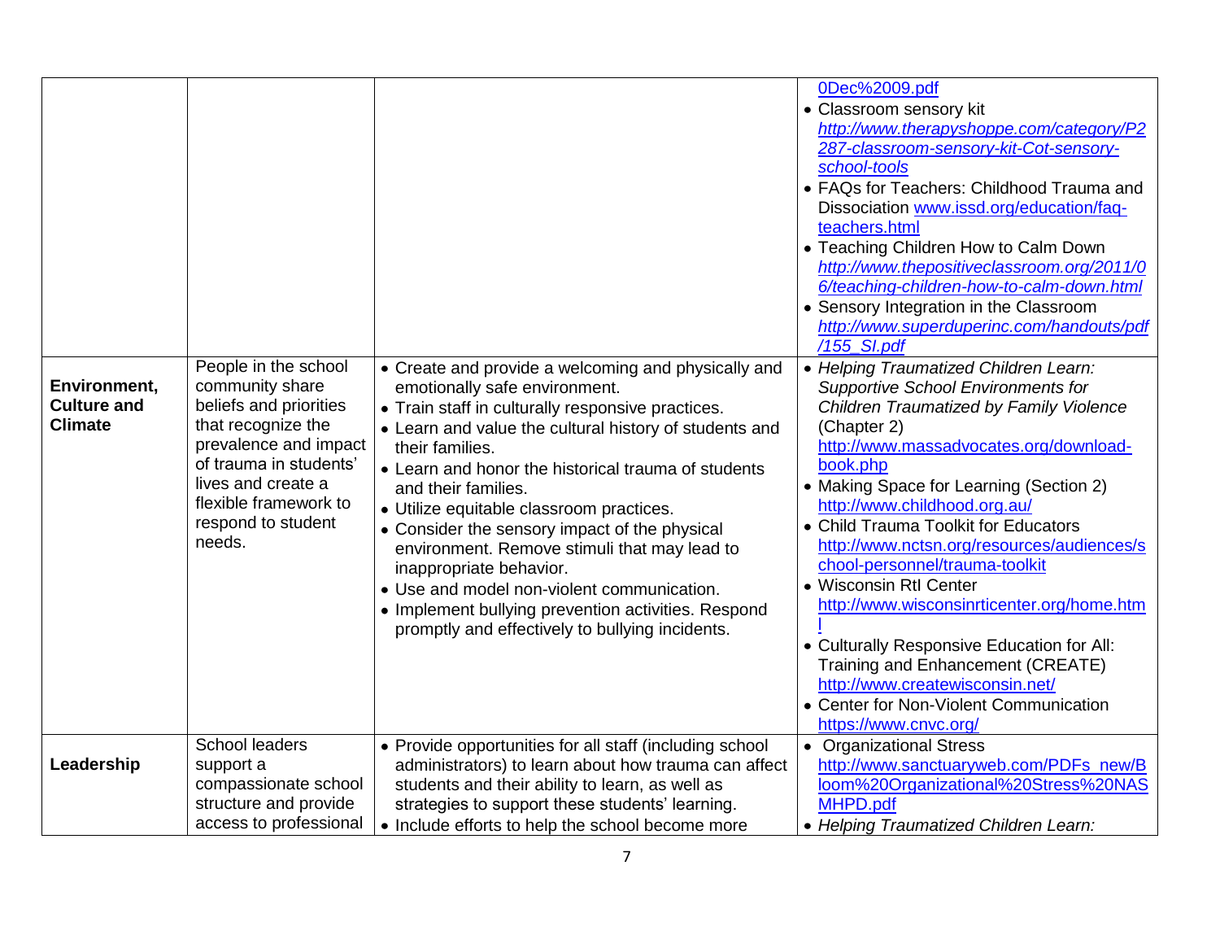| | | | |
|---|---|---|---|
| | | | 0Dec%2009.pdf<br>• Classroom sensory kit *http://www.therapyshoppe.com/category/P2287-classroom-sensory-kit-Cot-sensory-school-tools*<br>• FAQs for Teachers: Childhood Trauma and Dissociation www.issd.org/education/faq-teachers.html<br>• Teaching Children How to Calm Down *http://www.thepositiveclassroom.org/2011/06/teaching-children-how-to-calm-down.html*<br>• Sensory Integration in the Classroom *http://www.superduperinc.com/handouts/pdf/155_SI.pdf* |
| **Environment, Culture and Climate** | People in the school community share beliefs and priorities that recognize the prevalence and impact of trauma in students' lives and create a flexible framework to respond to student needs. | • Create and provide a welcoming and physically and emotionally safe environment.<br>• Train staff in culturally responsive practices.<br>• Learn and value the cultural history of students and their families.<br>• Learn and honor the historical trauma of students and their families.<br>• Utilize equitable classroom practices.<br>• Consider the sensory impact of the physical environment. Remove stimuli that may lead to inappropriate behavior.<br>• Use and model non-violent communication.<br>• Implement bullying prevention activities. Respond promptly and effectively to bullying incidents. | • *Helping Traumatized Children Learn: Supportive School Environments for Children Traumatized by Family Violence* (Chapter 2) http://www.massadvocates.org/download-book.php<br>• Making Space for Learning (Section 2) http://www.childhood.org.au/<br>• Child Trauma Toolkit for Educators http://www.nctsn.org/resources/audiences/school-personnel/trauma-toolkit<br>• Wisconsin RtI Center http://www.wisconsinrticenter.org/home.html<br>• Culturally Responsive Education for All: Training and Enhancement (CREATE) http://www.createwisconsin.net/<br>• Center for Non-Violent Communication https://www.cnvc.org/ |
| **Leadership** | School leaders support a compassionate school structure and provide access to professional | • Provide opportunities for all staff (including school administrators) to learn about how trauma can affect students and their ability to learn, as well as strategies to support these students' learning.<br>• Include efforts to help the school become more | • Organizational Stress http://www.sanctuaryweb.com/PDFs_new/Bloom%20Organizational%20Stress%20NASMHPD.pdf<br>• *Helping Traumatized Children Learn:* |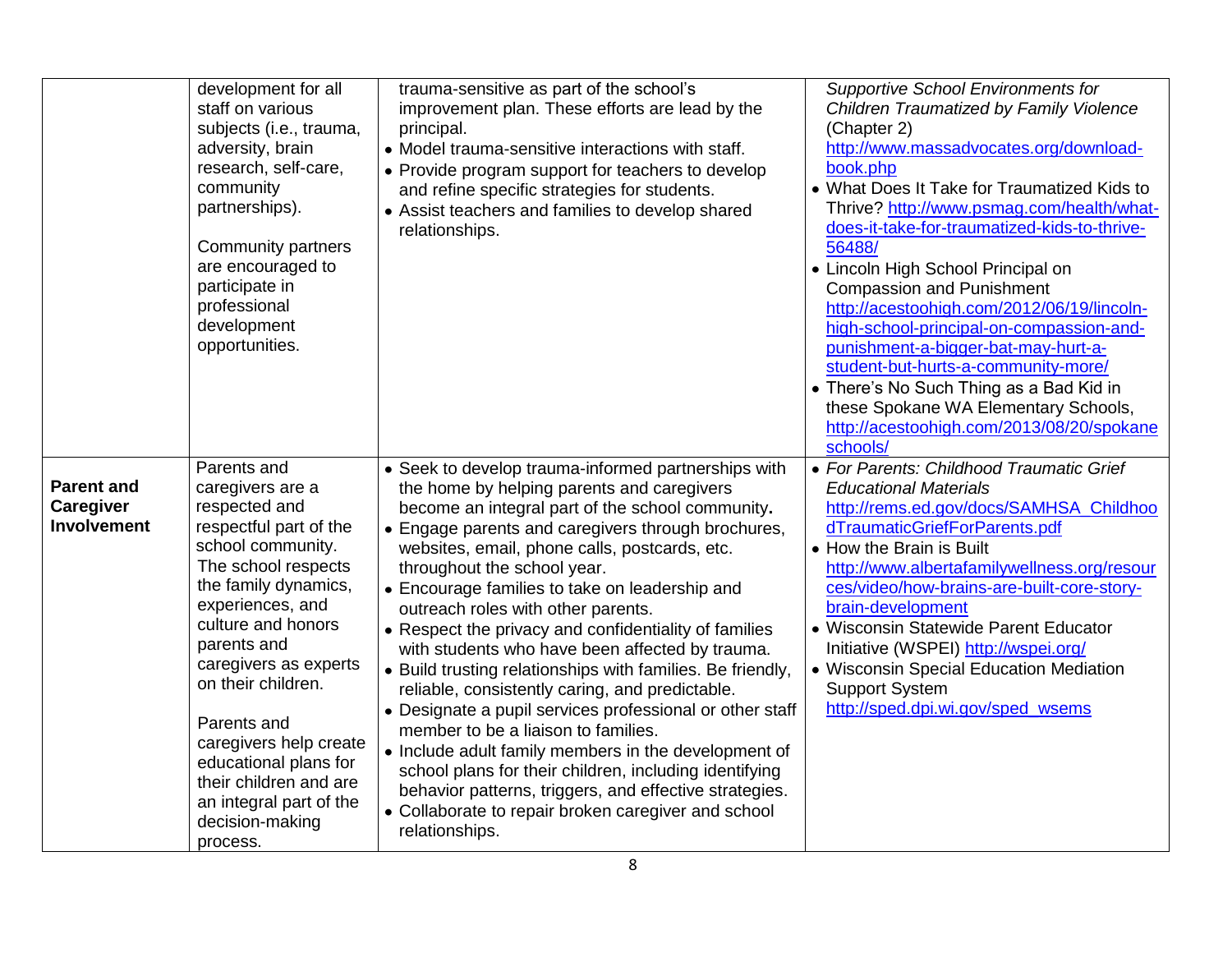| | | | |
|---|---|---|---|
| | development for all staff on various subjects (i.e., trauma, adversity, brain research, self-care, community partnerships).<br><br>Community partners are encouraged to participate in professional development opportunities. | trauma-sensitive as part of the school's improvement plan. These efforts are lead by the principal.<br>• Model trauma-sensitive interactions with staff.<br>• Provide program support for teachers to develop and refine specific strategies for students.<br>• Assist teachers and families to develop shared relationships. | *Supportive School Environments for Children Traumatized by Family Violence* (Chapter 2) http://www.massadvocates.org/download-book.php<br>• What Does It Take for Traumatized Kids to Thrive? http://www.psmag.com/health/what-does-it-take-for-traumatized-kids-to-thrive-56488/<br>• Lincoln High School Principal on Compassion and Punishment http://acestoohigh.com/2012/06/19/lincoln-high-school-principal-on-compassion-and-punishment-a-bigger-bat-may-hurt-a-student-but-hurts-a-community-more/<br>• There's No Such Thing as a Bad Kid in these Spokane WA Elementary Schools, http://acestoohigh.com/2013/08/20/spokaneschools/ |
| **Parent and Caregiver Involvement** | Parents and caregivers are a respected and respectful part of the school community. The school respects the family dynamics, experiences, and culture and honors parents and caregivers as experts on their children.<br><br>Parents and caregivers help create educational plans for their children and are an integral part of the decision-making process. | • Seek to develop trauma-informed partnerships with the home by helping parents and caregivers become an integral part of the school community**.**<br>• Engage parents and caregivers through brochures, websites, email, phone calls, postcards, etc. throughout the school year.<br>• Encourage families to take on leadership and outreach roles with other parents.<br>• Respect the privacy and confidentiality of families with students who have been affected by trauma.<br>• Build trusting relationships with families. Be friendly, reliable, consistently caring, and predictable.<br>• Designate a pupil services professional or other staff member to be a liaison to families.<br>• Include adult family members in the development of school plans for their children, including identifying behavior patterns, triggers, and effective strategies.<br>• Collaborate to repair broken caregiver and school relationships. | • *For Parents: Childhood Traumatic Grief Educational Materials* http://rems.ed.gov/docs/SAMHSA_ChildhoodTraumaticGriefForParents.pdf<br>• How the Brain is Built http://www.albertafamilywellness.org/resources/video/how-brains-are-built-core-story-brain-development<br>• Wisconsin Statewide Parent Educator Initiative (WSPEI) http://wspei.org/<br>• Wisconsin Special Education Mediation Support System http://sped.dpi.wi.gov/sped_wsems |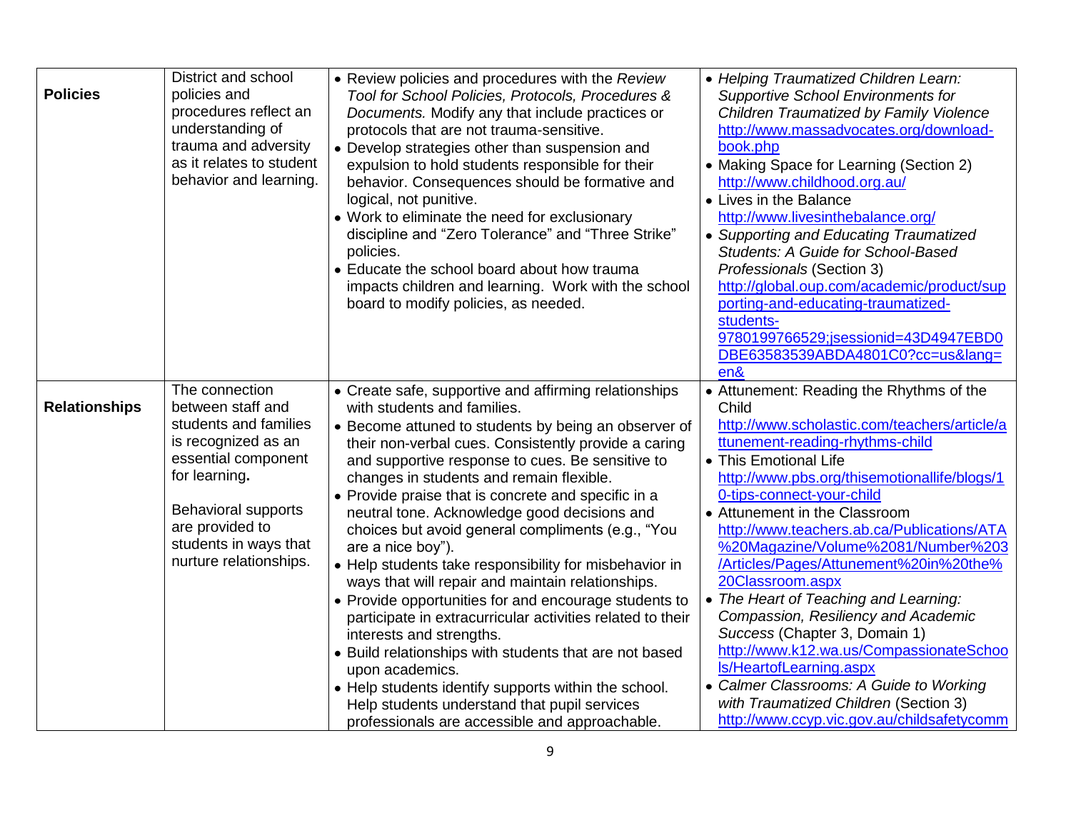| | | | |
|---|---|---|---|
| **Policies** | District and school policies and procedures reflect an understanding of trauma and adversity as it relates to student behavior and learning. | • Review policies and procedures with the *Review Tool for School Policies, Protocols, Procedures & Documents.* Modify any that include practices or protocols that are not trauma-sensitive.<br>• Develop strategies other than suspension and expulsion to hold students responsible for their behavior. Consequences should be formative and logical, not punitive.<br>• Work to eliminate the need for exclusionary discipline and "Zero Tolerance" and "Three Strike" policies.<br>• Educate the school board about how trauma impacts children and learning. Work with the school board to modify policies, as needed. | • *Helping Traumatized Children Learn: Supportive School Environments for Children Traumatized by Family Violence* http://www.massadvocates.org/download-book.php<br>• Making Space for Learning (Section 2) http://www.childhood.org.au/<br>• Lives in the Balance http://www.livesinthebalance.org/<br>• *Supporting and Educating Traumatized Students: A Guide for School-Based Professionals* (Section 3) http://global.oup.com/academic/product/supporting-and-educating-traumatized-students-9780199766529;jsessionid=43D4947EBD0DBE63583539ABDA4801C0?cc=us&lang=en& |
| **Relationships** | The connection between staff and students and families is recognized as an essential component for learning**.**<br><br>Behavioral supports are provided to students in ways that nurture relationships. | • Create safe, supportive and affirming relationships with students and families.<br>• Become attuned to students by being an observer of their non-verbal cues. Consistently provide a caring and supportive response to cues. Be sensitive to changes in students and remain flexible.<br>• Provide praise that is concrete and specific in a neutral tone. Acknowledge good decisions and choices but avoid general compliments (e.g., "You are a nice boy").<br>• Help students take responsibility for misbehavior in ways that will repair and maintain relationships.<br>• Provide opportunities for and encourage students to participate in extracurricular activities related to their interests and strengths.<br>• Build relationships with students that are not based upon academics.<br>• Help students identify supports within the school. Help students understand that pupil services professionals are accessible and approachable. | • Attunement: Reading the Rhythms of the Child http://www.scholastic.com/teachers/article/attunement-reading-rhythms-child<br>• This Emotional Life http://www.pbs.org/thisemotionallife/blogs/10-tips-connect-your-child<br>• Attunement in the Classroom http://www.teachers.ab.ca/Publications/ATA%20Magazine/Volume%2081/Number%203/Articles/Pages/Attunement%20in%20the%20Classroom.aspx<br>• *The Heart of Teaching and Learning: Compassion, Resiliency and Academic Success* (Chapter 3, Domain 1) http://www.k12.wa.us/CompassionateSchools/HeartofLearning.aspx<br>• *Calmer Classrooms: A Guide to Working with Traumatized Children* (Section 3) http://www.ccyp.vic.gov.au/childsafetycomm |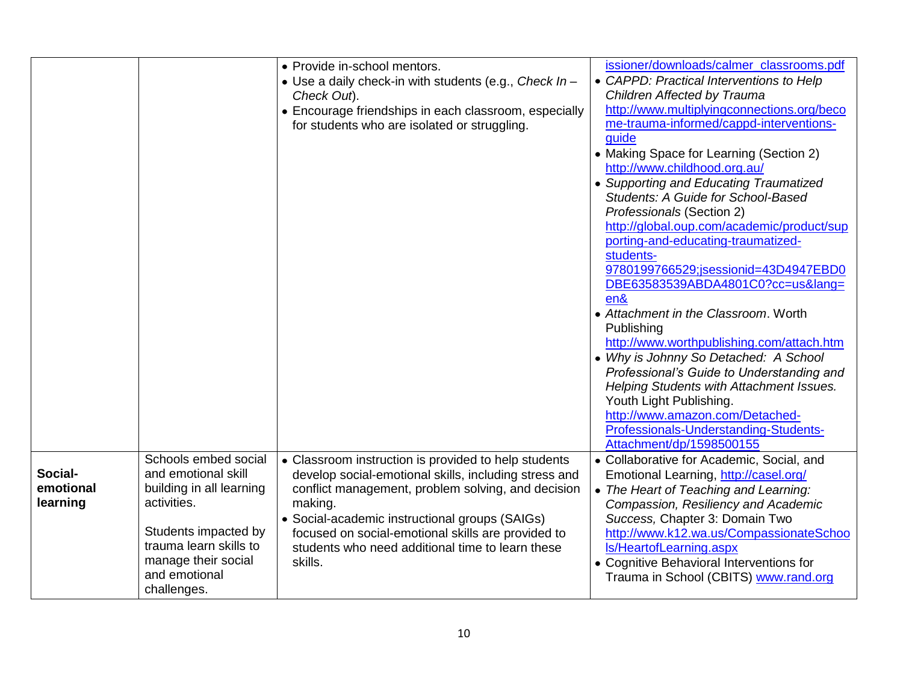| | | | |
|---|---|---|---|
| | | • Provide in-school mentors.<br>• Use a daily check-in with students (e.g., *Check In – Check Out*).<br>• Encourage friendships in each classroom, especially for students who are isolated or struggling. | issioner/downloads/calmer_classrooms.pdf<br>• *CAPPD: Practical Interventions to Help Children Affected by Trauma* http://www.multiplyingconnections.org/become-trauma-informed/cappd-interventions-guide<br>• Making Space for Learning (Section 2) http://www.childhood.org.au/<br>• *Supporting and Educating Traumatized Students: A Guide for School-Based Professionals* (Section 2) http://global.oup.com/academic/product/supporting-and-educating-traumatized-students-9780199766529;jsessionid=43D4947EBD0DBE63583539ABDA4801C0?cc=us&lang=en&<br>• *Attachment in the Classroom*. Worth Publishing http://www.worthpublishing.com/attach.htm<br>• *Why is Johnny So Detached: A School Professional's Guide to Understanding and Helping Students with Attachment Issues.* Youth Light Publishing. http://www.amazon.com/Detached-Professionals-Understanding-Students-Attachment/dp/1598500155 |
| **Social-emotional learning** | Schools embed social and emotional skill building in all learning activities.<br><br>Students impacted by trauma learn skills to manage their social and emotional challenges. | • Classroom instruction is provided to help students develop social-emotional skills, including stress and conflict management, problem solving, and decision making.<br>• Social-academic instructional groups (SAIGs) focused on social-emotional skills are provided to students who need additional time to learn these skills. | • Collaborative for Academic, Social, and Emotional Learning, http://casel.org/<br>• *The Heart of Teaching and Learning: Compassion, Resiliency and Academic Success,* Chapter 3: Domain Two http://www.k12.wa.us/CompassionateSchools/HeartofLearning.aspx<br>• Cognitive Behavioral Interventions for Trauma in School (CBITS) www.rand.org |